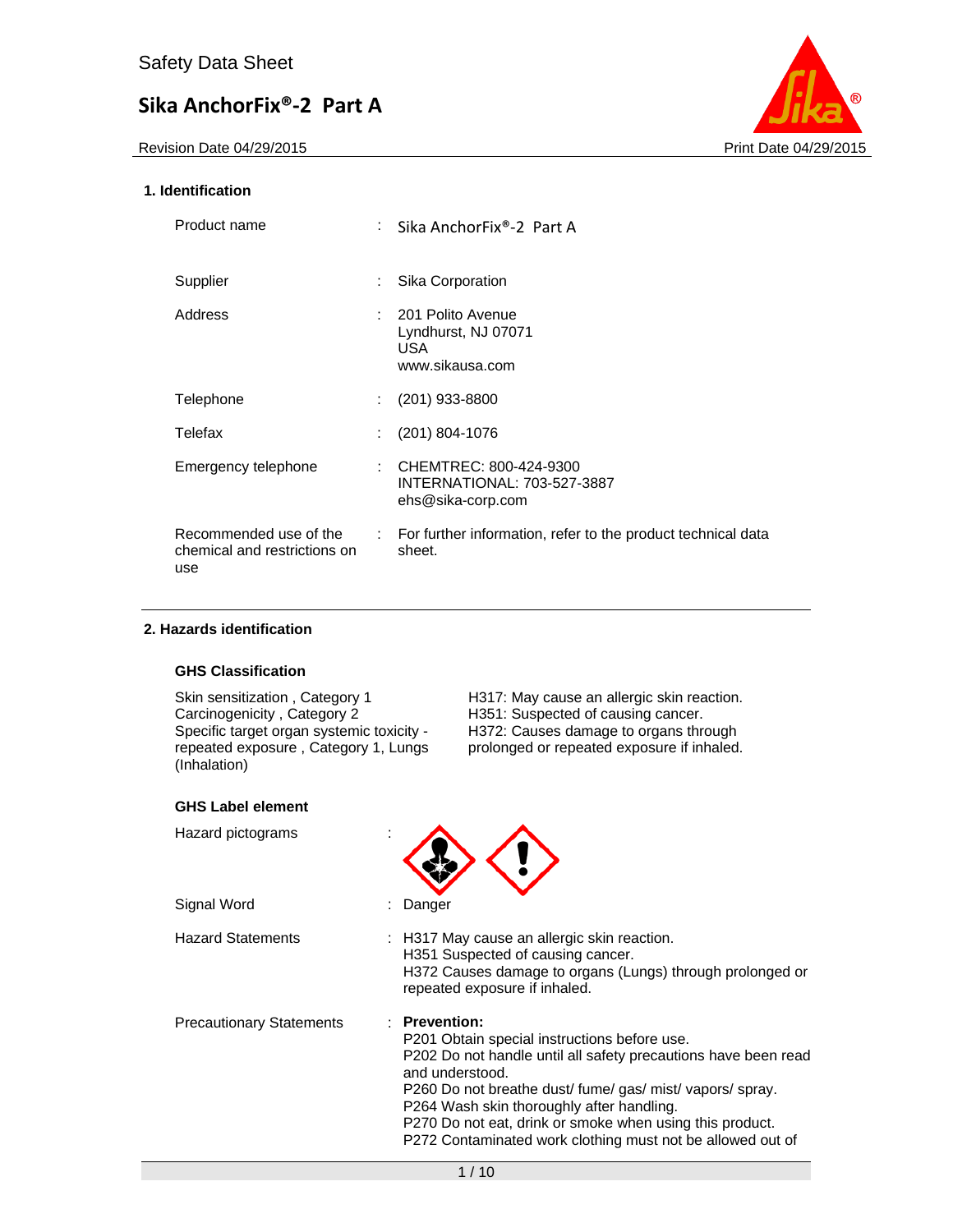Safety Data Sheet

# Sika AnchorFix®-2 Part A

Revision Date 04/29/2015 Print Date 04/29/2015

## 1. Identification

| | |
|---|---|
| Product name | : Sika AnchorFix®-2 Part A |
| Supplier | : Sika Corporation |
| Address | : 201 Polito Avenue<br>Lyndhurst, NJ 07071<br>USA<br>www.sikausa.com |
| Telephone | : (201) 933-8800 |
| Telefax | : (201) 804-1076 |
| Emergency telephone | : CHEMTREC: 800-424-9300<br>INTERNATIONAL: 703-527-3887<br>ehs@sika-corp.com |
| Recommended use of the chemical and restrictions on use | : For further information, refer to the product technical data sheet. |

## 2. Hazards identification

### GHS Classification

| | |
|---|---|
| Skin sensitization , Category 1 | H317: May cause an allergic skin reaction. |
| Carcinogenicity , Category 2 | H351: Suspected of causing cancer. |
| Specific target organ systemic toxicity - repeated exposure , Category 1, Lungs (Inhalation) | H372: Causes damage to organs through prolonged or repeated exposure if inhaled. |

### GHS Label element

Hazard pictograms :

Signal Word : Danger

Hazard Statements : H317 May cause an allergic skin reaction.
H351 Suspected of causing cancer.
H372 Causes damage to organs (Lungs) through prolonged or repeated exposure if inhaled.

Precautionary Statements : **Prevention:**
P201 Obtain special instructions before use.
P202 Do not handle until all safety precautions have been read and understood.
P260 Do not breathe dust/ fume/ gas/ mist/ vapors/ spray.
P264 Wash skin thoroughly after handling.
P270 Do not eat, drink or smoke when using this product.
P272 Contaminated work clothing must not be allowed out of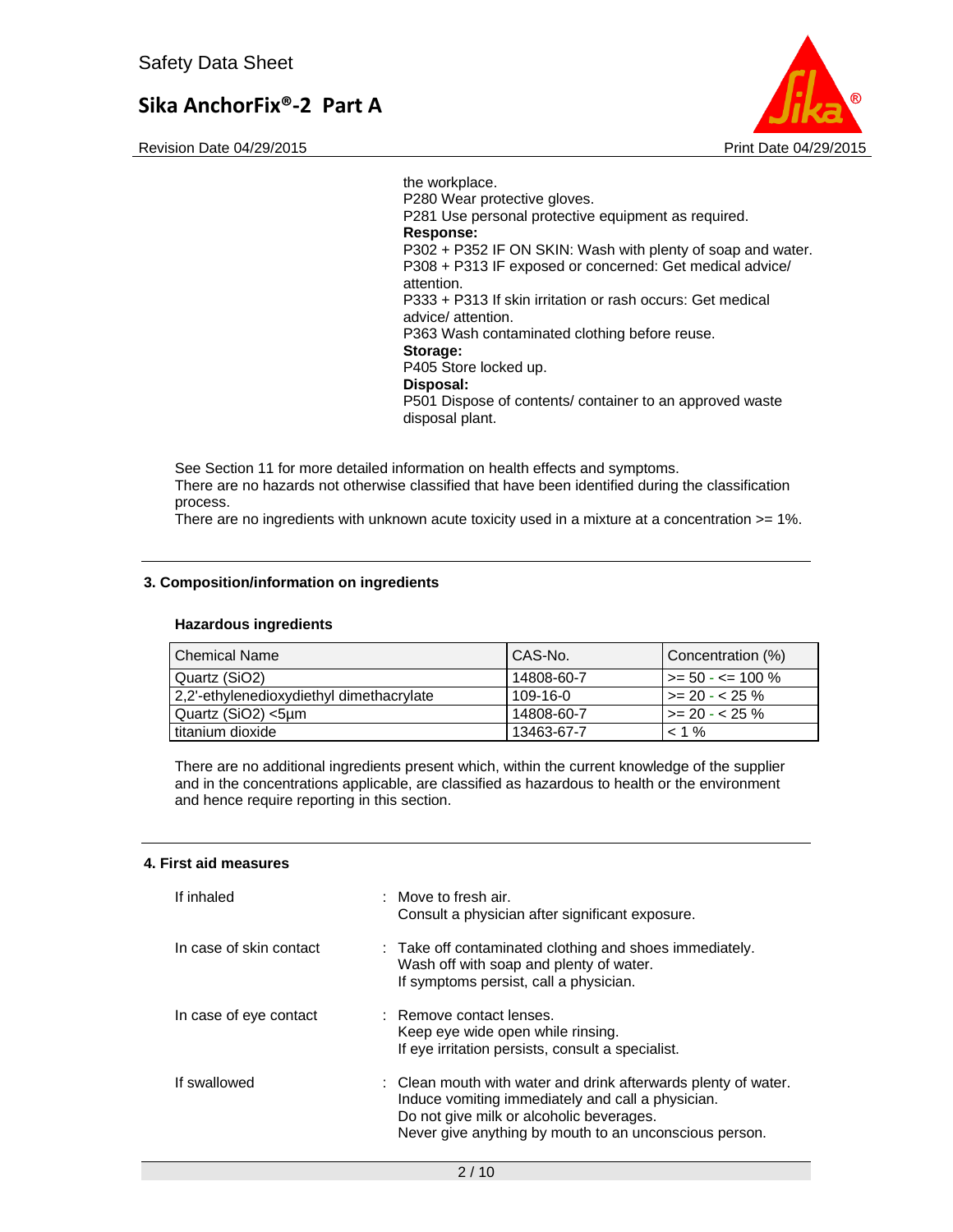the workplace.
P280 Wear protective gloves.
P281 Use personal protective equipment as required.
**Response:**
P302 + P352 IF ON SKIN: Wash with plenty of soap and water.
P308 + P313 IF exposed or concerned: Get medical advice/ attention.
P333 + P313 If skin irritation or rash occurs: Get medical advice/ attention.
P363 Wash contaminated clothing before reuse.
**Storage:**
P405 Store locked up.
**Disposal:**
P501 Dispose of contents/ container to an approved waste disposal plant.

See Section 11 for more detailed information on health effects and symptoms.
There are no hazards not otherwise classified that have been identified during the classification process.
There are no ingredients with unknown acute toxicity used in a mixture at a concentration >= 1%.

## 3. Composition/information on ingredients

### Hazardous ingredients

| Chemical Name | CAS-No. | Concentration (%) |
|---|---|---|
| Quartz ($SiO_2$) | 14808-60-7 | >= 50 - <= 100 % |
| 2,2'-ethylenedioxydiethyl dimethacrylate | 109-16-0 | >= 20 - < 25 % |
| Quartz ($SiO_2$) <5µm | 14808-60-7 | >= 20 - < 25 % |
| titanium dioxide | 13463-67-7 | < 1 % |

There are no additional ingredients present which, within the current knowledge of the supplier and in the concentrations applicable, are classified as hazardous to health or the environment and hence require reporting in this section.

## 4. First aid measures

| | |
|---|---|
| If inhaled | : Move to fresh air.<br>Consult a physician after significant exposure. |
| In case of skin contact | : Take off contaminated clothing and shoes immediately.<br>Wash off with soap and plenty of water.<br>If symptoms persist, call a physician. |
| In case of eye contact | : Remove contact lenses.<br>Keep eye wide open while rinsing.<br>If eye irritation persists, consult a specialist. |
| If swallowed | : Clean mouth with water and drink afterwards plenty of water.<br>Induce vomiting immediately and call a physician.<br>Do not give milk or alcoholic beverages.<br>Never give anything by mouth to an unconscious person. |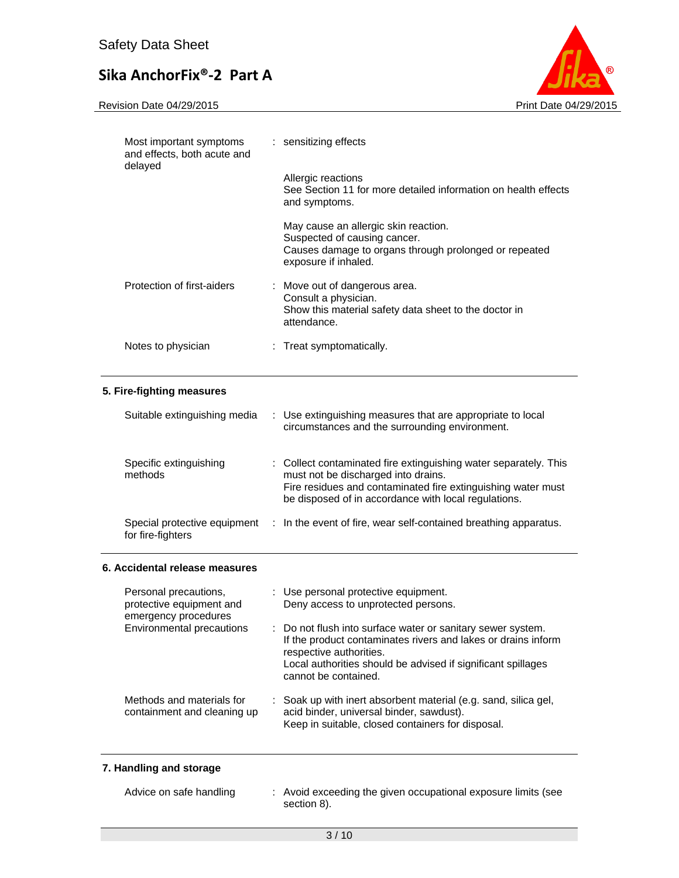| | | |
|---|---|---|
| Most important symptoms and effects, both acute and delayed | : | sensitizing effects<br><br>Allergic reactions<br>See Section 11 for more detailed information on health effects and symptoms.<br><br>May cause an allergic skin reaction.<br>Suspected of causing cancer.<br>Causes damage to organs through prolonged or repeated exposure if inhaled. |
| Protection of first-aiders | : | Move out of dangerous area.<br>Consult a physician.<br>Show this material safety data sheet to the doctor in attendance. |
| Notes to physician | : | Treat symptomatically. |

## 5. Fire-fighting measures

| | | |
|---|---|---|
| Suitable extinguishing media | : | Use extinguishing measures that are appropriate to local circumstances and the surrounding environment. |
| Specific extinguishing methods | : | Collect contaminated fire extinguishing water separately. This must not be discharged into drains.<br>Fire residues and contaminated fire extinguishing water must be disposed of in accordance with local regulations. |
| Special protective equipment for fire-fighters | : | In the event of fire, wear self-contained breathing apparatus. |

## 6. Accidental release measures

| | | |
|---|---|---|
| Personal precautions, protective equipment and emergency procedures | : | Use personal protective equipment.<br>Deny access to unprotected persons. |
| Environmental precautions | : | Do not flush into surface water or sanitary sewer system.<br>If the product contaminates rivers and lakes or drains inform respective authorities.<br>Local authorities should be advised if significant spillages cannot be contained. |
| Methods and materials for containment and cleaning up | : | Soak up with inert absorbent material (e.g. sand, silica gel, acid binder, universal binder, sawdust).<br>Keep in suitable, closed containers for disposal. |

## 7. Handling and storage

| | | |
|---|---|---|
| Advice on safe handling | : | Avoid exceeding the given occupational exposure limits (see section 8). |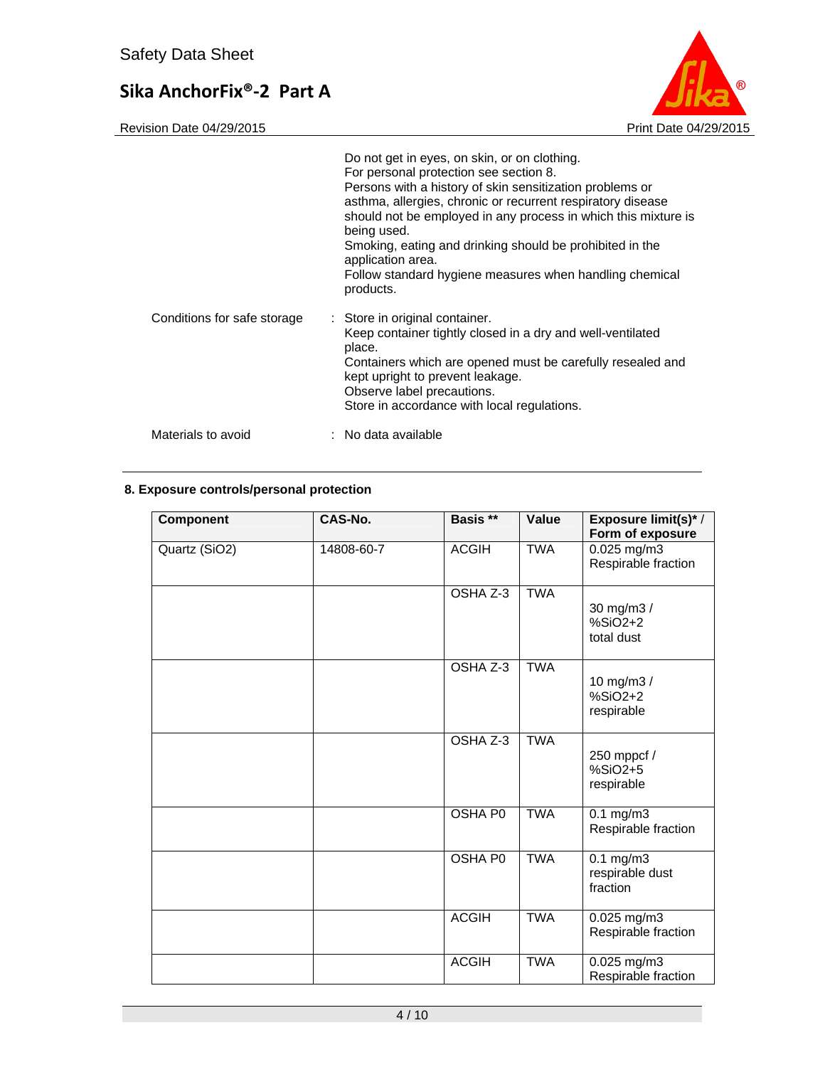Do not get in eyes, on skin, or on clothing.
For personal protection see section 8.
Persons with a history of skin sensitization problems or asthma, allergies, chronic or recurrent respiratory disease should not be employed in any process in which this mixture is being used.
Smoking, eating and drinking should be prohibited in the application area.
Follow standard hygiene measures when handling chemical products.

Conditions for safe storage : Store in original container.
Keep container tightly closed in a dry and well-ventilated place.
Containers which are opened must be carefully resealed and kept upright to prevent leakage.
Observe label precautions.
Store in accordance with local regulations.

Materials to avoid : No data available

## 8. Exposure controls/personal protection

| Component | CAS-No. | Basis ** | Value | Exposure limit(s)* / Form of exposure |
|---|---|---|---|---|
| Quartz ($SiO_2$) | 14808-60-7 | ACGIH | TWA | 0.025 mg/m3 Respirable fraction |
| | | OSHA Z-3 | TWA | 30 mg/m3 / %SiO2+2 total dust |
| | | OSHA Z-3 | TWA | 10 mg/m3 / %SiO2+2 respirable |
| | | OSHA Z-3 | TWA | 250 mppcf / %SiO2+5 respirable |
| | | OSHA P0 | TWA | 0.1 mg/m3 Respirable fraction |
| | | OSHA P0 | TWA | 0.1 mg/m3 respirable dust fraction |
| | | ACGIH | TWA | 0.025 mg/m3 Respirable fraction |
| | | ACGIH | TWA | 0.025 mg/m3 Respirable fraction |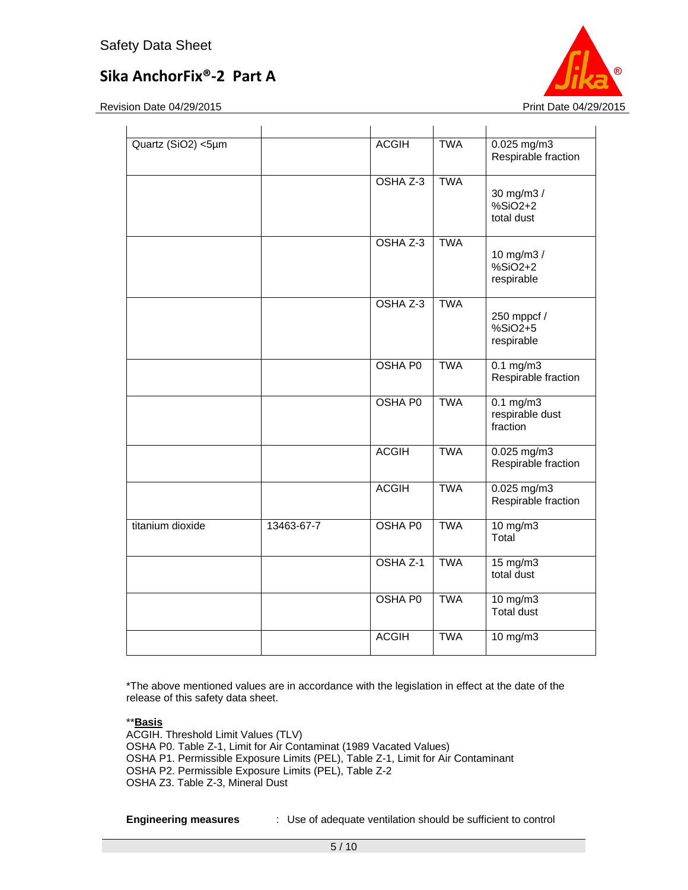| | | | | |
|---|---|---|---|---|
| Quartz (SiO2) <5µm | | ACGIH | TWA | 0.025 mg/m3 Respirable fraction |
| | | OSHA Z-3 | TWA | 30 mg/m3 / %SiO2+2 total dust |
| | | OSHA Z-3 | TWA | 10 mg/m3 / %SiO2+2 respirable |
| | | OSHA Z-3 | TWA | 250 mppcf / %SiO2+5 respirable |
| | | OSHA P0 | TWA | 0.1 mg/m3 Respirable fraction |
| | | OSHA P0 | TWA | 0.1 mg/m3 respirable dust fraction |
| | | ACGIH | TWA | 0.025 mg/m3 Respirable fraction |
| | | ACGIH | TWA | 0.025 mg/m3 Respirable fraction |
| titanium dioxide | 13463-67-7 | OSHA P0 | TWA | 10 mg/m3 Total |
| | | OSHA Z-1 | TWA | 15 mg/m3 total dust |
| | | OSHA P0 | TWA | 10 mg/m3 Total dust |
| | | ACGIH | TWA | 10 mg/m3 |

*The above mentioned values are in accordance with the legislation in effect at the date of the release of this safety data sheet.

**<u>**Basis**</u>
ACGIH. Threshold Limit Values (TLV)
OSHA P0. Table Z-1, Limit for Air Contaminat (1989 Vacated Values)
OSHA P1. Permissible Exposure Limits (PEL), Table Z-1, Limit for Air Contaminant
OSHA P2. Permissible Exposure Limits (PEL), Table Z-2
OSHA Z3. Table Z-3, Mineral Dust

**Engineering measures** : Use of adequate ventilation should be sufficient to control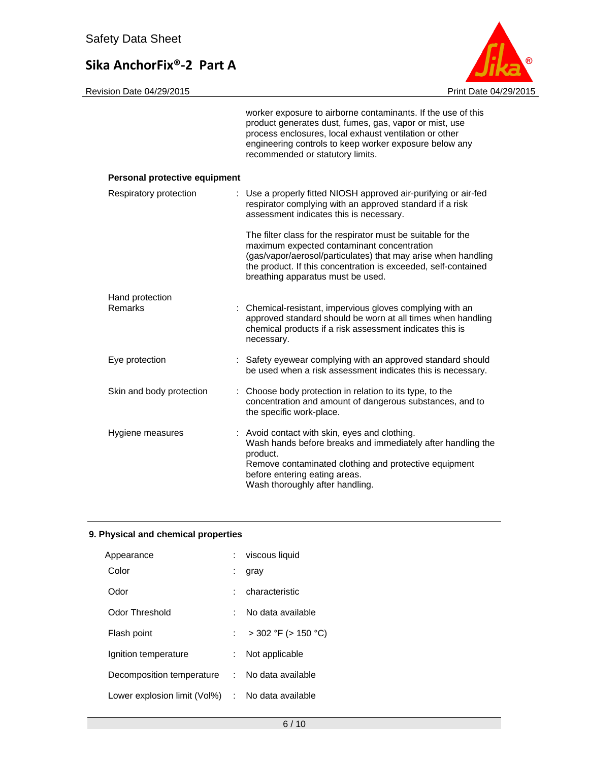worker exposure to airborne contaminants. If the use of this product generates dust, fumes, gas, vapor or mist, use process enclosures, local exhaust ventilation or other engineering controls to keep worker exposure below any recommended or statutory limits.

**Personal protective equipment**

| | |
|---|---|
| Respiratory protection | : Use a properly fitted NIOSH approved air-purifying or air-fed respirator complying with an approved standard if a risk assessment indicates this is necessary.<br><br>The filter class for the respirator must be suitable for the maximum expected contaminant concentration (gas/vapor/aerosol/particulates) that may arise when handling the product. If this concentration is exceeded, self-contained breathing apparatus must be used. |
| Hand protection<br>Remarks | : Chemical-resistant, impervious gloves complying with an approved standard should be worn at all times when handling chemical products if a risk assessment indicates this is necessary. |
| Eye protection | : Safety eyewear complying with an approved standard should be used when a risk assessment indicates this is necessary. |
| Skin and body protection | : Choose body protection in relation to its type, to the concentration and amount of dangerous substances, and to the specific work-place. |
| Hygiene measures | : Avoid contact with skin, eyes and clothing.<br>Wash hands before breaks and immediately after handling the product.<br>Remove contaminated clothing and protective equipment before entering eating areas.<br>Wash thoroughly after handling. |

## 9. Physical and chemical properties

| | |
|---|---|
| Appearance | : viscous liquid |
| Color | : gray |
| Odor | : characteristic |
| Odor Threshold | : No data available |
| Flash point | : > 302 °F (> 150 °C) |
| Ignition temperature | : Not applicable |
| Decomposition temperature | : No data available |
| Lower explosion limit (Vol%) | : No data available |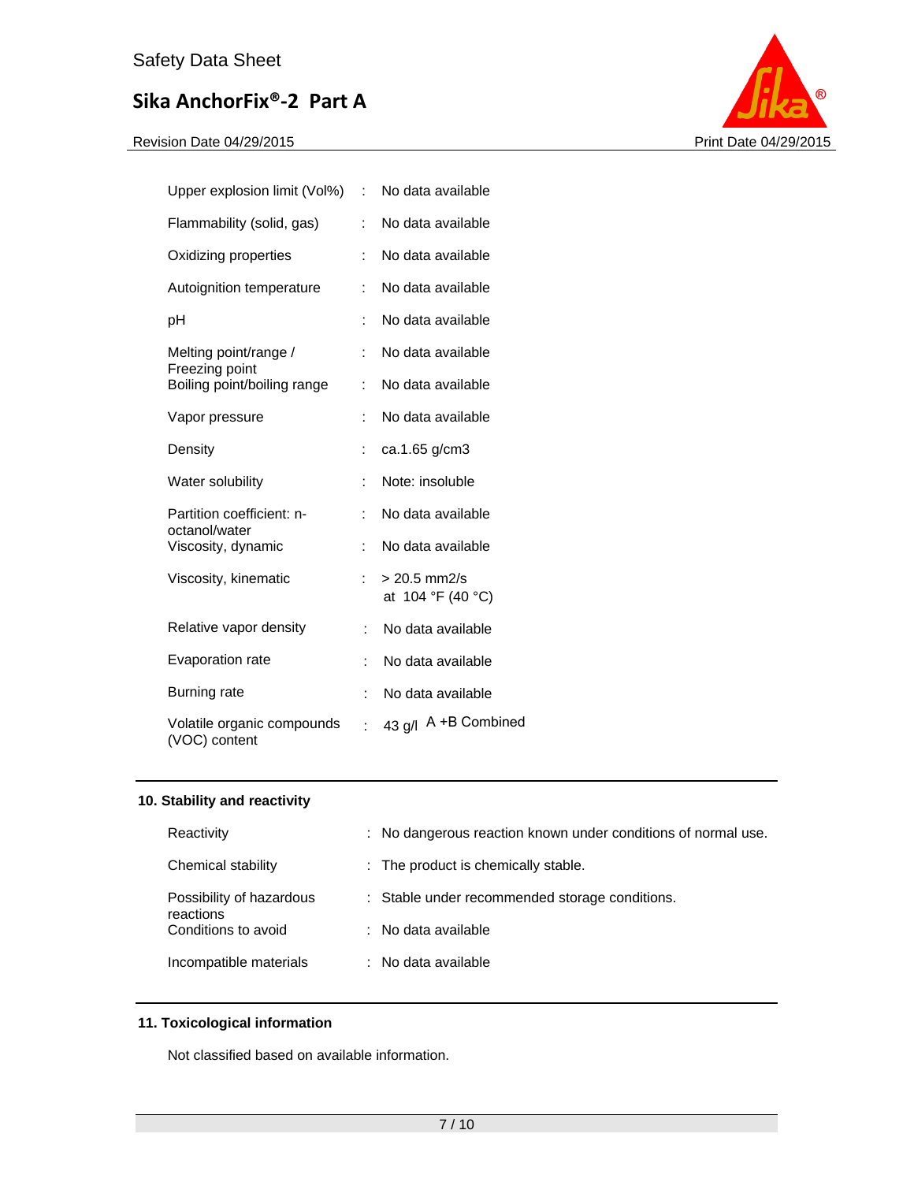| | | |
|---|---|---|
| Upper explosion limit (Vol%) | : | No data available |
| Flammability (solid, gas) | : | No data available |
| Oxidizing properties | : | No data available |
| Autoignition temperature | : | No data available |
| pH | : | No data available |
| Melting point/range / Freezing point | : | No data available |
| Boiling point/boiling range | : | No data available |
| Vapor pressure | : | No data available |
| Density | : | ca.1.65 g/cm3 |
| Water solubility | : | Note: insoluble |
| Partition coefficient: n-octanol/water | : | No data available |
| Viscosity, dynamic | : | No data available |
| Viscosity, kinematic | : | > 20.5 mm2/s at 104 °F (40 °C) |
| Relative vapor density | : | No data available |
| Evaporation rate | : | No data available |
| Burning rate | : | No data available |
| Volatile organic compounds (VOC) content | : | 43 g/l A +B Combined |

## 10. Stability and reactivity

| | | |
|---|---|---|
| Reactivity | : | No dangerous reaction known under conditions of normal use. |
| Chemical stability | : | The product is chemically stable. |
| Possibility of hazardous reactions | : | Stable under recommended storage conditions. |
| Conditions to avoid | : | No data available |
| Incompatible materials | : | No data available |

## 11. Toxicological information

Not classified based on available information.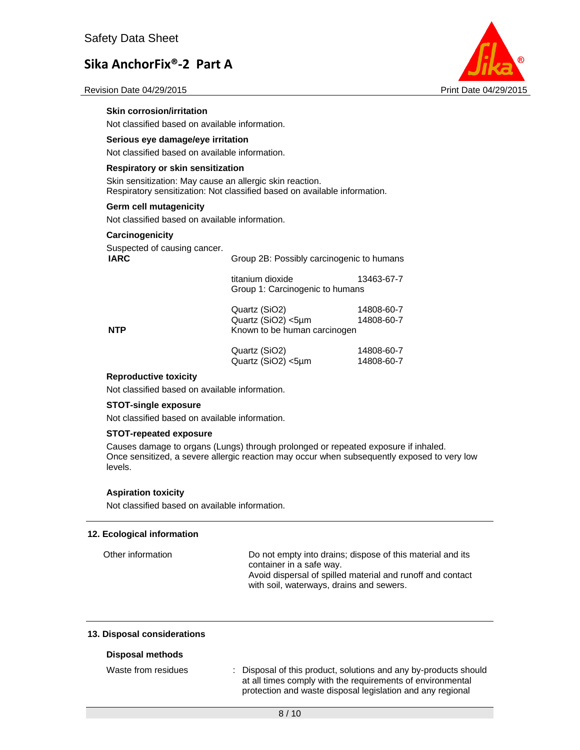**Skin corrosion/irritation**

Not classified based on available information.

**Serious eye damage/eye irritation**

Not classified based on available information.

**Respiratory or skin sensitization**

Skin sensitization: May cause an allergic skin reaction.
Respiratory sensitization: Not classified based on available information.

**Germ cell mutagenicity**

Not classified based on available information.

**Carcinogenicity**

Suspected of causing cancer.

| | | |
|---|---|---|
| **IARC** | Group 2B: Possibly carcinogenic to humans | |
| | titanium dioxide | 13463-67-7 |
| | Group 1: Carcinogenic to humans | |
| | Quartz ($SiO_2$) | 14808-60-7 |
| | Quartz ($SiO_2$) <5µm | 14808-60-7 |
| **NTP** | Known to be human carcinogen | |
| | Quartz ($SiO_2$) | 14808-60-7 |
| | Quartz ($SiO_2$) <5µm | 14808-60-7 |

**Reproductive toxicity**

Not classified based on available information.

**STOT-single exposure**

Not classified based on available information.

**STOT-repeated exposure**

Causes damage to organs (Lungs) through prolonged or repeated exposure if inhaled.
Once sensitized, a severe allergic reaction may occur when subsequently exposed to very low levels.

**Aspiration toxicity**

Not classified based on available information.

## 12. Ecological information

| | |
|---|---|
| Other information | Do not empty into drains; dispose of this material and its container in a safe way. Avoid dispersal of spilled material and runoff and contact with soil, waterways, drains and sewers. |

## 13. Disposal considerations

**Disposal methods**

| | |
|---|---|
| Waste from residues | : Disposal of this product, solutions and any by-products should at all times comply with the requirements of environmental protection and waste disposal legislation and any regional |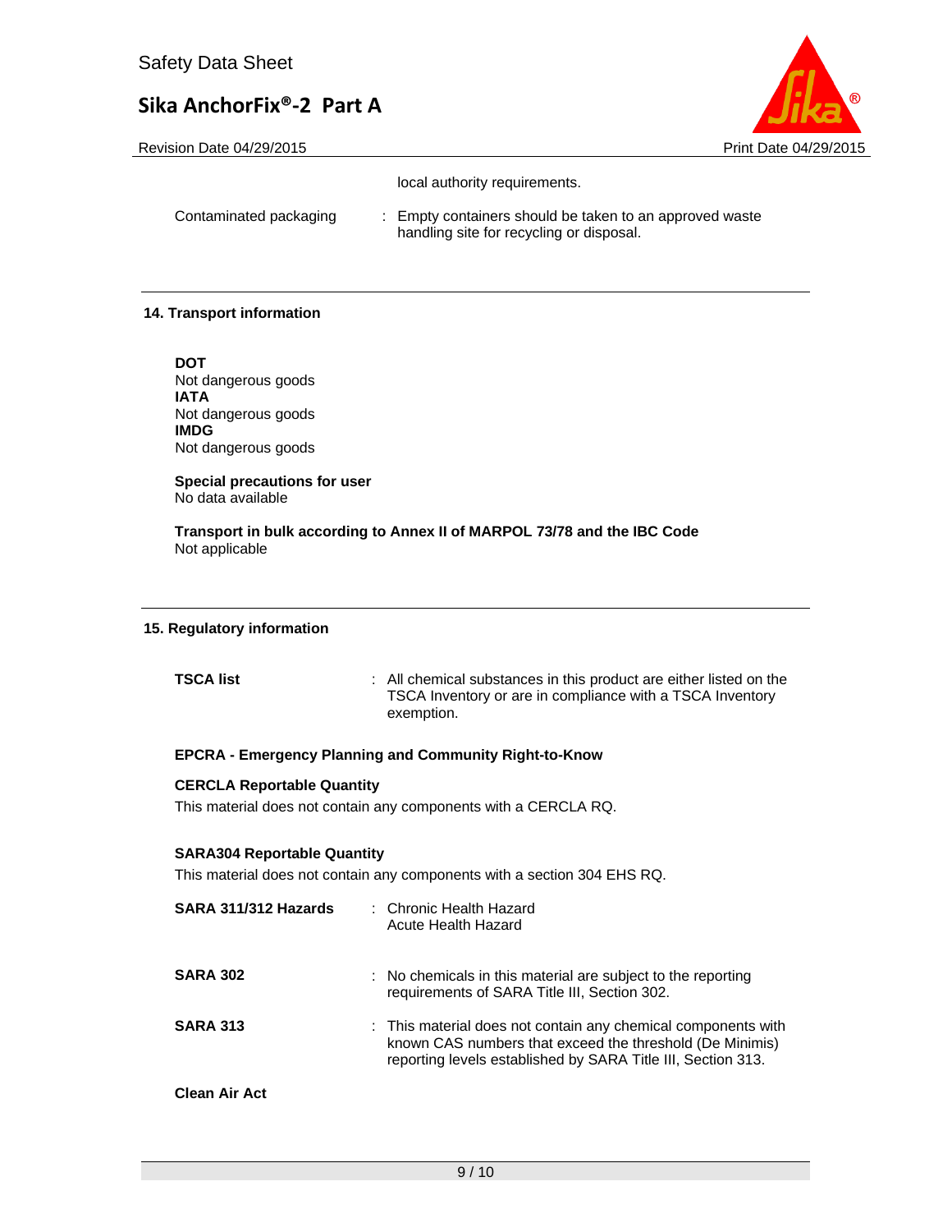local authority requirements.

| | |
|---|---|
| Contaminated packaging | : Empty containers should be taken to an approved waste handling site for recycling or disposal. |

## 14. Transport information

**DOT**
Not dangerous goods
**IATA**
Not dangerous goods
**IMDG**
Not dangerous goods

**Special precautions for user**
No data available

**Transport in bulk according to Annex II of MARPOL 73/78 and the IBC Code**
Not applicable

## 15. Regulatory information

| | |
|---|---|
| **TSCA list** | : All chemical substances in this product are either listed on the TSCA Inventory or are in compliance with a TSCA Inventory exemption. |

**EPCRA - Emergency Planning and Community Right-to-Know**

**CERCLA Reportable Quantity**
This material does not contain any components with a CERCLA RQ.

**SARA304 Reportable Quantity**
This material does not contain any components with a section 304 EHS RQ.

| | |
|---|---|
| **SARA 311/312 Hazards** | : Chronic Health Hazard<br>Acute Health Hazard |
| **SARA 302** | : No chemicals in this material are subject to the reporting requirements of SARA Title III, Section 302. |
| **SARA 313** | : This material does not contain any chemical components with known CAS numbers that exceed the threshold (De Minimis) reporting levels established by SARA Title III, Section 313. |

**Clean Air Act**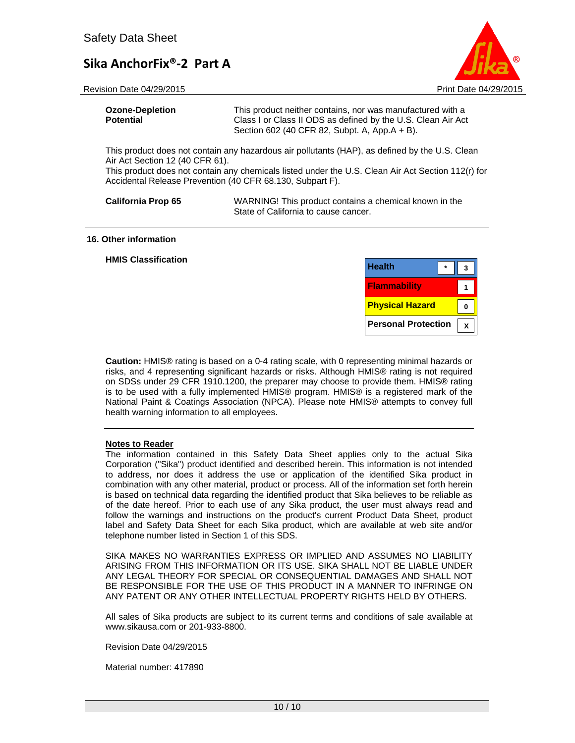| | |
|---|---|
| **Ozone-Depletion Potential** | This product neither contains, nor was manufactured with a Class I or Class II ODS as defined by the U.S. Clean Air Act Section 602 (40 CFR 82, Subpt. A, App.A + B). |

This product does not contain any hazardous air pollutants (HAP), as defined by the U.S. Clean Air Act Section 12 (40 CFR 61).
This product does not contain any chemicals listed under the U.S. Clean Air Act Section 112(r) for Accidental Release Prevention (40 CFR 68.130, Subpart F).

| | |
|---|---|
| **California Prop 65** | WARNING! This product contains a chemical known in the State of California to cause cancer. |

## 16. Other information

**HMIS Classification**

| | | |
|---|---|---|
| Health | * | 3 |
| Flammability | | 1 |
| Physical Hazard | | 0 |
| Personal Protection | | X |

**Caution:** HMIS® rating is based on a 0-4 rating scale, with 0 representing minimal hazards or risks, and 4 representing significant hazards or risks. Although HMIS® rating is not required on SDSs under 29 CFR 1910.1200, the preparer may choose to provide them. HMIS® rating is to be used with a fully implemented HMIS® program. HMIS® is a registered mark of the National Paint & Coatings Association (NPCA). Please note HMIS® attempts to convey full health warning information to all employees.

**Notes to Reader**

The information contained in this Safety Data Sheet applies only to the actual Sika Corporation ("Sika") product identified and described herein. This information is not intended to address, nor does it address the use or application of the identified Sika product in combination with any other material, product or process. All of the information set forth herein is based on technical data regarding the identified product that Sika believes to be reliable as of the date hereof. Prior to each use of any Sika product, the user must always read and follow the warnings and instructions on the product's current Product Data Sheet, product label and Safety Data Sheet for each Sika product, which are available at web site and/or telephone number listed in Section 1 of this SDS.

SIKA MAKES NO WARRANTIES EXPRESS OR IMPLIED AND ASSUMES NO LIABILITY ARISING FROM THIS INFORMATION OR ITS USE. SIKA SHALL NOT BE LIABLE UNDER ANY LEGAL THEORY FOR SPECIAL OR CONSEQUENTIAL DAMAGES AND SHALL NOT BE RESPONSIBLE FOR THE USE OF THIS PRODUCT IN A MANNER TO INFRINGE ON ANY PATENT OR ANY OTHER INTELLECTUAL PROPERTY RIGHTS HELD BY OTHERS.

All sales of Sika products are subject to its current terms and conditions of sale available at www.sikausa.com or 201-933-8800.

Revision Date 04/29/2015

Material number: 417890